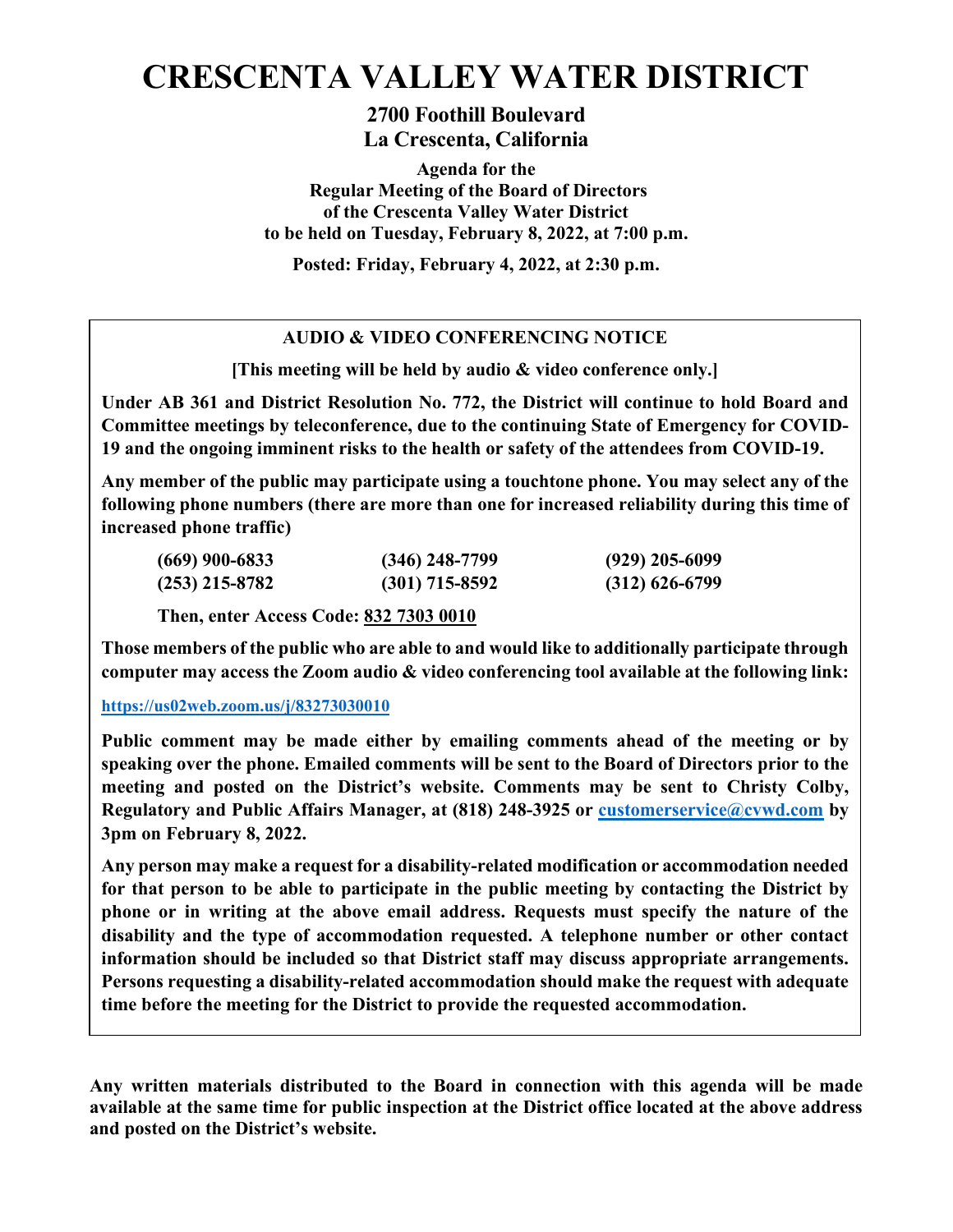# CRESCENTA VALLEY WATER DISTRICT

**2700 Foothill Boulevard**
**La Crescenta, California**

**Agenda for the**
**Regular Meeting of the Board of Directors**
**of the Crescenta Valley Water District**
**to be held on Tuesday, February 8, 2022, at 7:00 p.m.**

**Posted: Friday, February 4, 2022, at 2:30 p.m.**

## AUDIO & VIDEO CONFERENCING NOTICE

**[This meeting will be held by audio & video conference only.]**

**Under AB 361 and District Resolution No. 772, the District will continue to hold Board and Committee meetings by teleconference, due to the continuing State of Emergency for COVID-19 and the ongoing imminent risks to the health or safety of the attendees from COVID-19.**

**Any member of the public may participate using a touchtone phone. You may select any of the following phone numbers (there are more than one for increased reliability during this time of increased phone traffic)**

| | | |
|---|---|---|
| **(669) 900-6833** | **(346) 248-7799** | **(929) 205-6099** |
| **(253) 215-8782** | **(301) 715-8592** | **(312) 626-6799** |

**Then, enter Access Code: 832 7303 0010**

**Those members of the public who are able to and would like to additionally participate through computer may access the Zoom audio & video conferencing tool available at the following link:**

**https://us02web.zoom.us/j/83273030010**

**Public comment may be made either by emailing comments ahead of the meeting or by speaking over the phone. Emailed comments will be sent to the Board of Directors prior to the meeting and posted on the District's website. Comments may be sent to Christy Colby, Regulatory and Public Affairs Manager, at (818) 248-3925 or customerservice@cvwd.com by 3pm on February 8, 2022.**

**Any person may make a request for a disability-related modification or accommodation needed for that person to be able to participate in the public meeting by contacting the District by phone or in writing at the above email address. Requests must specify the nature of the disability and the type of accommodation requested. A telephone number or other contact information should be included so that District staff may discuss appropriate arrangements. Persons requesting a disability-related accommodation should make the request with adequate time before the meeting for the District to provide the requested accommodation.**

**Any written materials distributed to the Board in connection with this agenda will be made available at the same time for public inspection at the District office located at the above address and posted on the District's website.**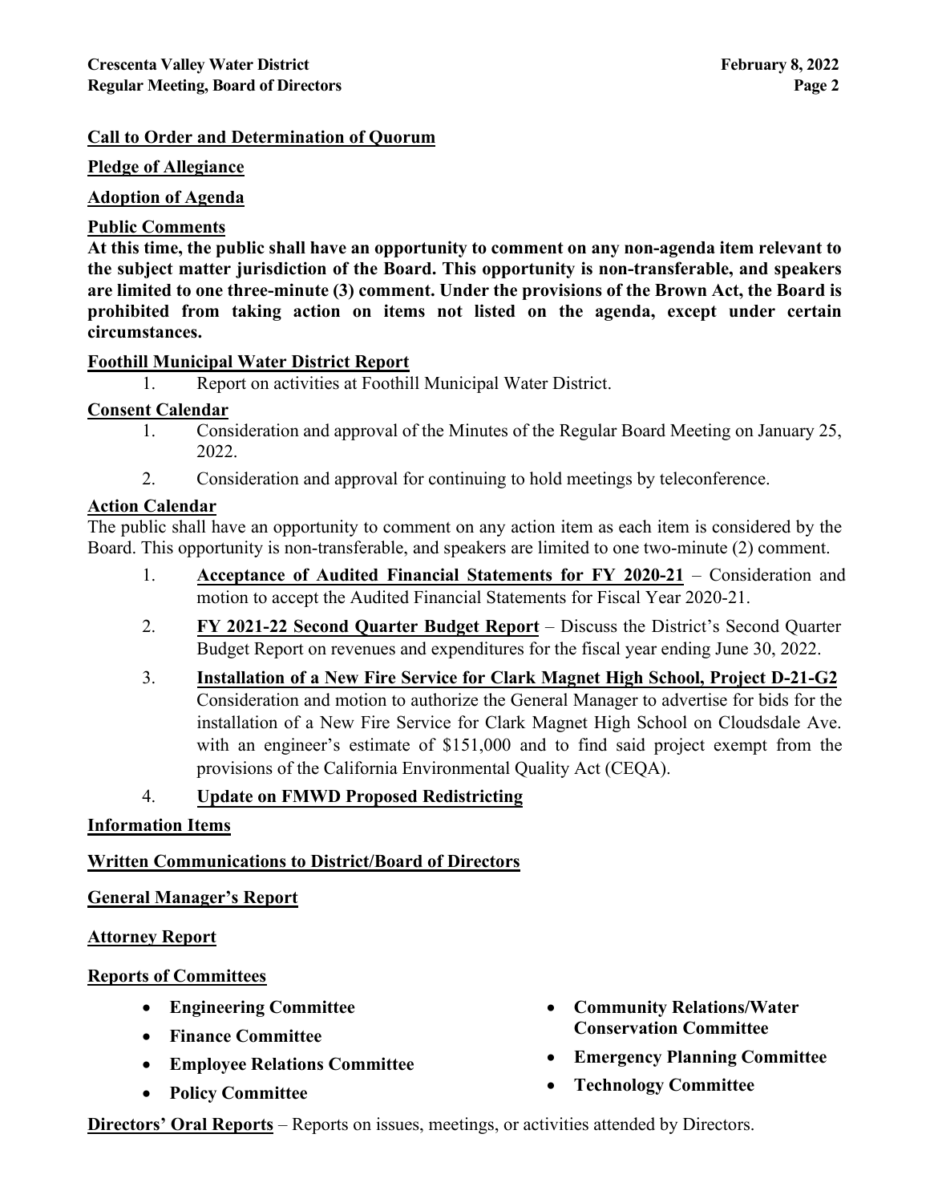## Call to Order and Determination of Quorum

## Pledge of Allegiance

## Adoption of Agenda

## Public Comments

**At this time, the public shall have an opportunity to comment on any non-agenda item relevant to the subject matter jurisdiction of the Board. This opportunity is non-transferable, and speakers are limited to one three-minute (3) comment. Under the provisions of the Brown Act, the Board is prohibited from taking action on items not listed on the agenda, except under certain circumstances.**

## Foothill Municipal Water District Report

1. Report on activities at Foothill Municipal Water District.

## Consent Calendar

1. Consideration and approval of the Minutes of the Regular Board Meeting on January 25, 2022.
2. Consideration and approval for continuing to hold meetings by teleconference.

## Action Calendar

The public shall have an opportunity to comment on any action item as each item is considered by the Board. This opportunity is non-transferable, and speakers are limited to one two-minute (2) comment.

1. **Acceptance of Audited Financial Statements for FY 2020-21** – Consideration and motion to accept the Audited Financial Statements for Fiscal Year 2020-21.
2. **FY 2021-22 Second Quarter Budget Report** – Discuss the District's Second Quarter Budget Report on revenues and expenditures for the fiscal year ending June 30, 2022.
3. **Installation of a New Fire Service for Clark Magnet High School, Project D-21-G2** Consideration and motion to authorize the General Manager to advertise for bids for the installation of a New Fire Service for Clark Magnet High School on Cloudsdale Ave. with an engineer's estimate of $151,000 and to find said project exempt from the provisions of the California Environmental Quality Act (CEQA).
4. **Update on FMWD Proposed Redistricting**

## Information Items

## Written Communications to District/Board of Directors

## General Manager's Report

## Attorney Report

## Reports of Committees

- **Engineering Committee**
- **Finance Committee**
- **Employee Relations Committee**
- **Policy Committee**
- **Community Relations/Water Conservation Committee**
- **Emergency Planning Committee**
- **Technology Committee**

**Directors' Oral Reports** – Reports on issues, meetings, or activities attended by Directors.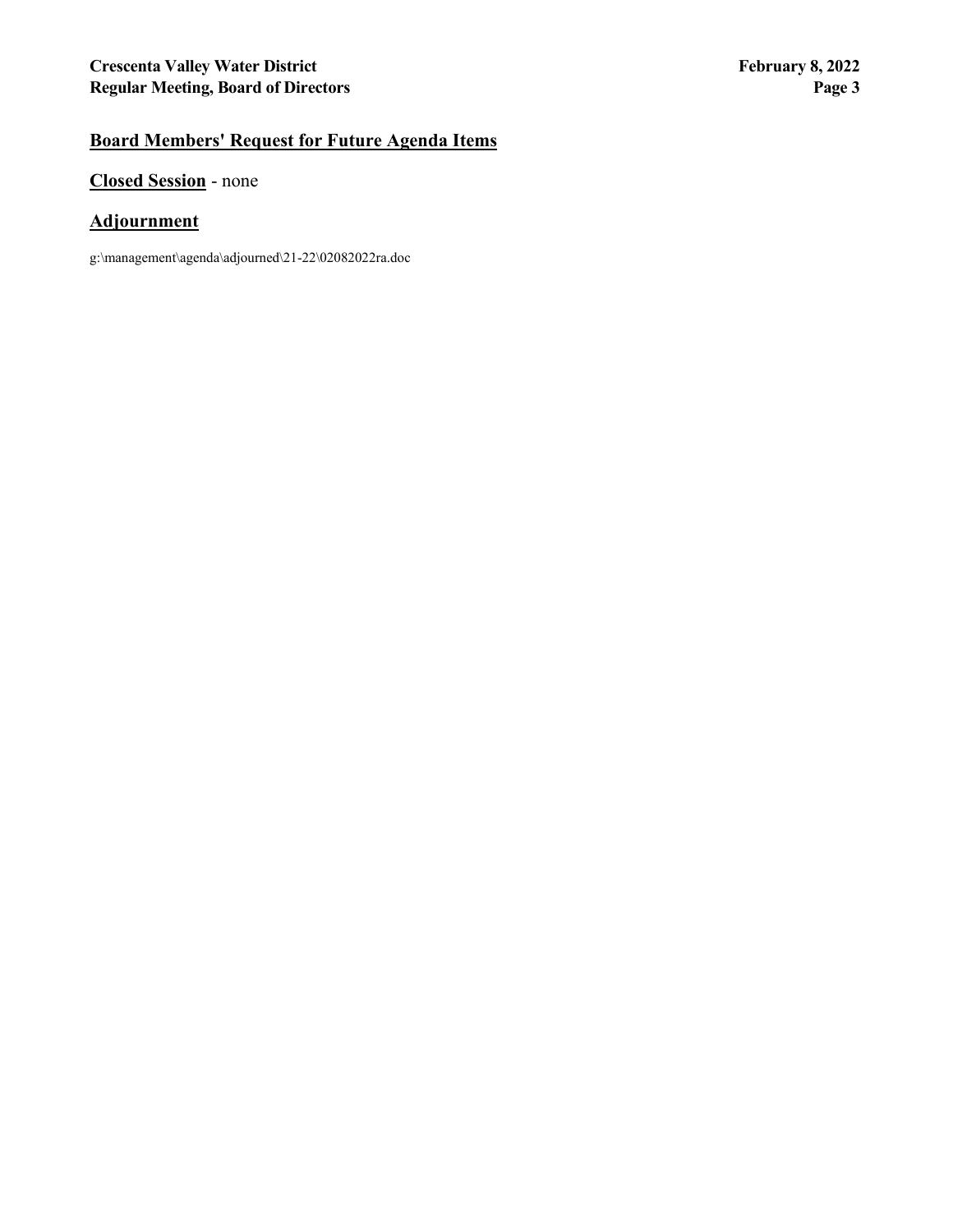## Board Members' Request for Future Agenda Items

**Closed Session** - none

## Adjournment

g:\management\agenda\adjourned\21-22\02082022ra.doc